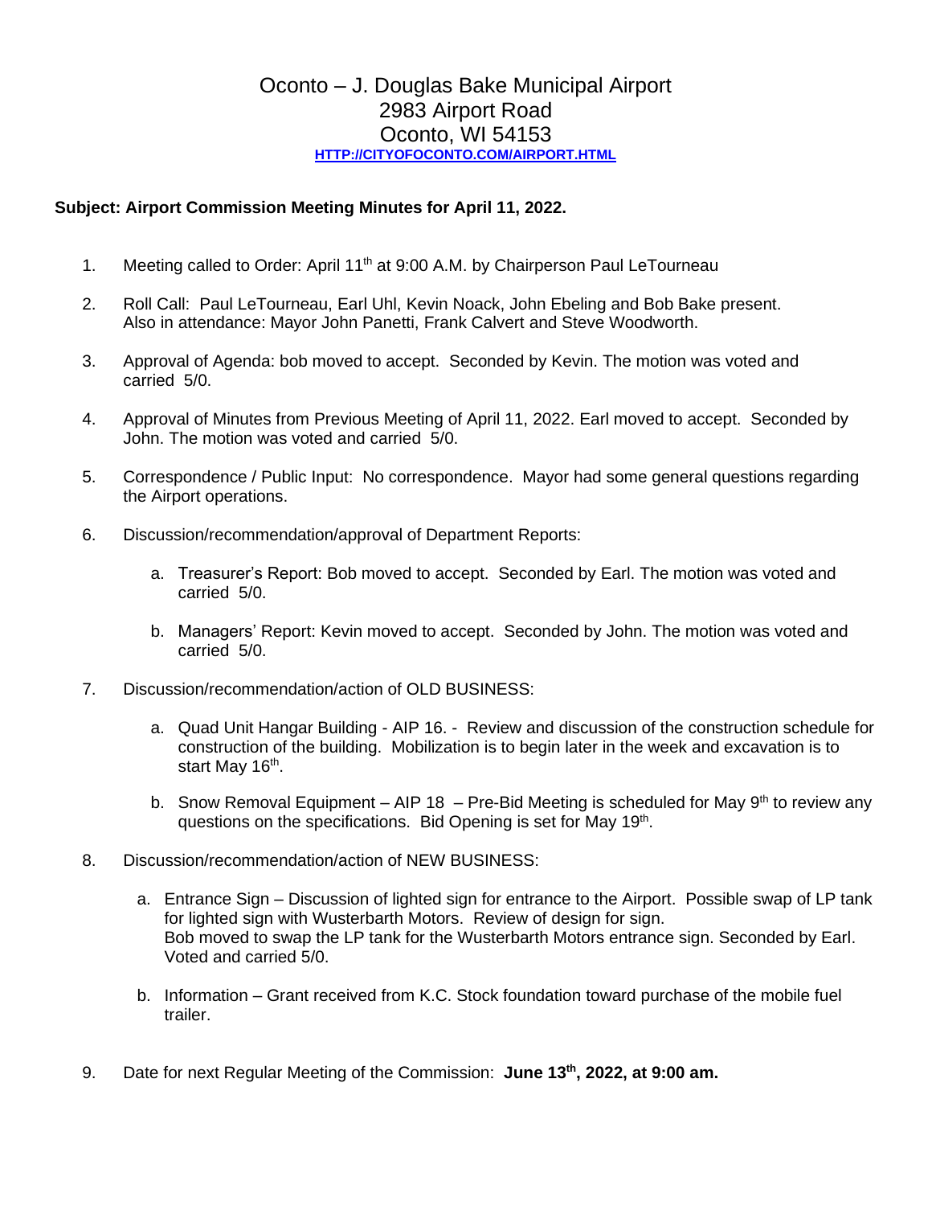# Oconto – J. Douglas Bake Municipal Airport
## 2983 Airport Road
## Oconto, WI 54153

[HTTP://CITYOFOCONTO.COM/AIRPORT.HTML](HTTP://CITYOFOCONTO.COM/AIRPORT.HTML)

**Subject: Airport Commission Meeting Minutes for April 11, 2022.**

1. Meeting called to Order: April 11th at 9:00 A.M. by Chairperson Paul LeTourneau

2. Roll Call: Paul LeTourneau, Earl Uhl, Kevin Noack, John Ebeling and Bob Bake present. Also in attendance: Mayor John Panetti, Frank Calvert and Steve Woodworth.

3. Approval of Agenda: bob moved to accept. Seconded by Kevin. The motion was voted and carried 5/0.

4. Approval of Minutes from Previous Meeting of April 11, 2022. Earl moved to accept. Seconded by John. The motion was voted and carried 5/0.

5. Correspondence / Public Input: No correspondence. Mayor had some general questions regarding the Airport operations.

6. Discussion/recommendation/approval of Department Reports:

   a. Treasurer's Report: Bob moved to accept. Seconded by Earl. The motion was voted and carried 5/0.

   b. Managers' Report: Kevin moved to accept. Seconded by John. The motion was voted and carried 5/0.

7. Discussion/recommendation/action of OLD BUSINESS:

   a. Quad Unit Hangar Building - AIP 16. - Review and discussion of the construction schedule for construction of the building. Mobilization is to begin later in the week and excavation is to start May 16th.

   b. Snow Removal Equipment – AIP 18 – Pre-Bid Meeting is scheduled for May 9th to review any questions on the specifications. Bid Opening is set for May 19th.

8. Discussion/recommendation/action of NEW BUSINESS:

   a. Entrance Sign – Discussion of lighted sign for entrance to the Airport. Possible swap of LP tank for lighted sign with Wusterbarth Motors. Review of design for sign.
   Bob moved to swap the LP tank for the Wusterbarth Motors entrance sign. Seconded by Earl. Voted and carried 5/0.

   b. Information – Grant received from K.C. Stock foundation toward purchase of the mobile fuel trailer.

9. Date for next Regular Meeting of the Commission: **June 13th, 2022, at 9:00 am.**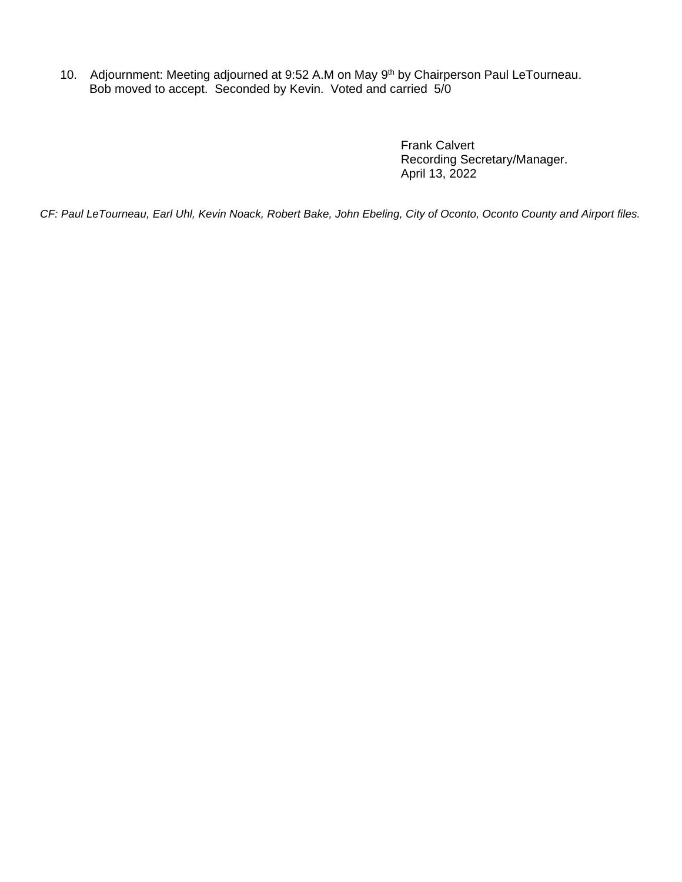10. Adjournment: Meeting adjourned at 9:52 A.M on May 9th by Chairperson Paul LeTourneau. Bob moved to accept. Seconded by Kevin. Voted and carried 5/0

Frank Calvert
Recording Secretary/Manager.
April 13, 2022

*CF: Paul LeTourneau, Earl Uhl, Kevin Noack, Robert Bake, John Ebeling, City of Oconto, Oconto County and Airport files.*